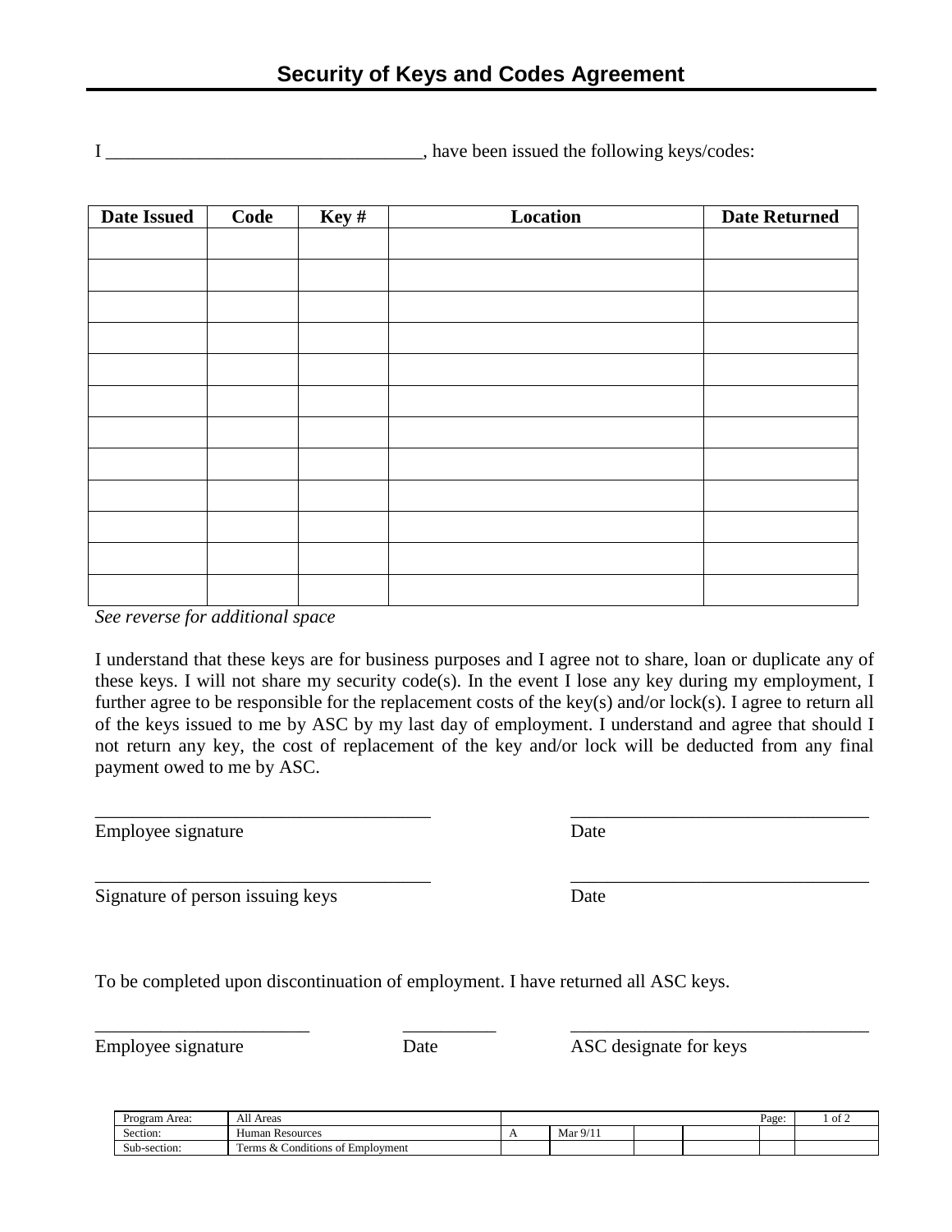# Security of Keys and Codes Agreement

I __________________________________, have been issued the following keys/codes:

| Date Issued | Code | Key # | Location | Date Returned |
|---|---|---|---|---|
| | | | | |
| | | | | |
| | | | | |
| | | | | |
| | | | | |
| | | | | |
| | | | | |
| | | | | |
| | | | | |
| | | | | |
| | | | | |
| | | | | |

*See reverse for additional space*

I understand that these keys are for business purposes and I agree not to share, loan or duplicate any of these keys. I will not share my security code(s). In the event I lose any key during my employment, I further agree to be responsible for the replacement costs of the key(s) and/or lock(s). I agree to return all of the keys issued to me by ASC by my last day of employment. I understand and agree that should I not return any key, the cost of replacement of the key and/or lock will be deducted from any final payment owed to me by ASC.

_____________________________________ &nbsp;&nbsp;&nbsp;&nbsp; _________________________________

Employee signature &nbsp;&nbsp;&nbsp;&nbsp; Date

_____________________________________ &nbsp;&nbsp;&nbsp;&nbsp; _________________________________

Signature of person issuing keys &nbsp;&nbsp;&nbsp;&nbsp; Date

To be completed upon discontinuation of employment. I have returned all ASC keys.

________________________ &nbsp;&nbsp;&nbsp;&nbsp; __________ &nbsp;&nbsp;&nbsp;&nbsp; _________________________________

Employee signature &nbsp;&nbsp;&nbsp;&nbsp; Date &nbsp;&nbsp;&nbsp;&nbsp; ASC designate for keys

| Program Area: | All Areas | | | | | Page: | 1 of 2 |
|---|---|---|---|---|---|---|---|
| Section: | Human Resources | A | Mar 9/11 | | | | |
| Sub-section: | Terms & Conditions of Employment | | | | | | |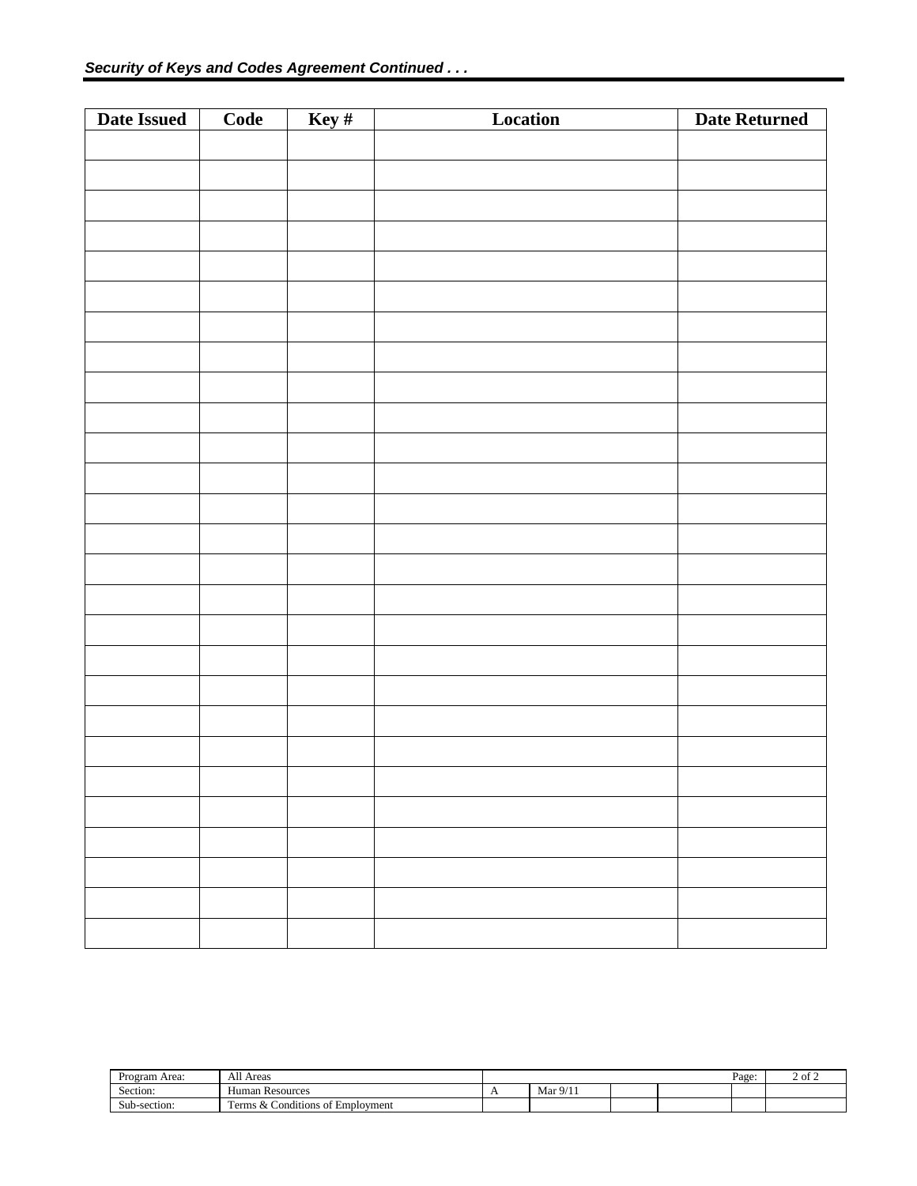***Security of Keys and Codes Agreement Continued . . .***

| Date Issued | Code | Key # | Location | Date Returned |
|---|---|---|---|---|
| | | | | |
| | | | | |
| | | | | |
| | | | | |
| | | | | |
| | | | | |
| | | | | |
| | | | | |
| | | | | |
| | | | | |
| | | | | |
| | | | | |
| | | | | |
| | | | | |
| | | | | |
| | | | | |
| | | | | |
| | | | | |
| | | | | |
| | | | | |
| | | | | |
| | | | | |
| | | | | |
| | | | | |
| | | | | |
| | | | | |
| | | | | |